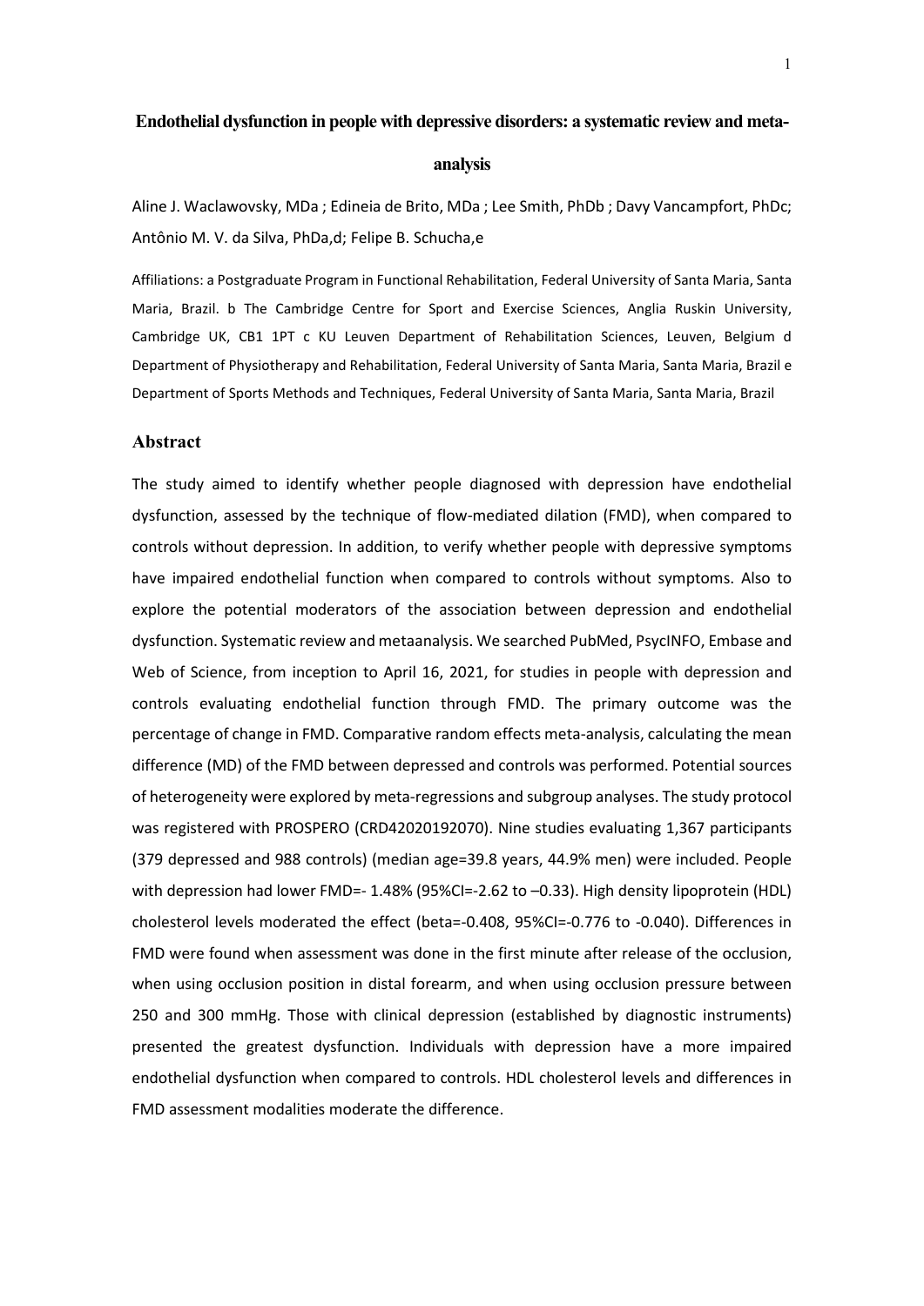# Endothelial dysfunction in people with depressive disorders: a systematic review and meta-analysis

Aline J. Waclawovsky, MD[a] ; Edineia de Brito, MD[a] ; Lee Smith, PhD[b] ; Davy Vancampfort, PhD[c]; Antônio M. V. da Silva, PhD[a,d]; Felipe B. Schuch[a,e]

Affiliations: a Postgraduate Program in Functional Rehabilitation, Federal University of Santa Maria, Santa Maria, Brazil. b The Cambridge Centre for Sport and Exercise Sciences, Anglia Ruskin University, Cambridge UK, CB1 1PT c KU Leuven Department of Rehabilitation Sciences, Leuven, Belgium d Department of Physiotherapy and Rehabilitation, Federal University of Santa Maria, Santa Maria, Brazil e Department of Sports Methods and Techniques, Federal University of Santa Maria, Santa Maria, Brazil

## Abstract

The study aimed to identify whether people diagnosed with depression have endothelial dysfunction, assessed by the technique of flow-mediated dilation (FMD), when compared to controls without depression. In addition, to verify whether people with depressive symptoms have impaired endothelial function when compared to controls without symptoms. Also to explore the potential moderators of the association between depression and endothelial dysfunction. Systematic review and metaanalysis. We searched PubMed, PsycINFO, Embase and Web of Science, from inception to April 16, 2021, for studies in people with depression and controls evaluating endothelial function through FMD. The primary outcome was the percentage of change in FMD. Comparative random effects meta-analysis, calculating the mean difference (MD) of the FMD between depressed and controls was performed. Potential sources of heterogeneity were explored by meta-regressions and subgroup analyses. The study protocol was registered with PROSPERO (CRD42020192070). Nine studies evaluating 1,367 participants (379 depressed and 988 controls) (median age=39.8 years, 44.9% men) were included. People with depression had lower FMD=- 1.48% (95%CI=-2.62 to –0.33). High density lipoprotein (HDL) cholesterol levels moderated the effect (beta=-0.408, 95%CI=-0.776 to -0.040). Differences in FMD were found when assessment was done in the first minute after release of the occlusion, when using occlusion position in distal forearm, and when using occlusion pressure between 250 and 300 mmHg. Those with clinical depression (established by diagnostic instruments) presented the greatest dysfunction. Individuals with depression have a more impaired endothelial dysfunction when compared to controls. HDL cholesterol levels and differences in FMD assessment modalities moderate the difference.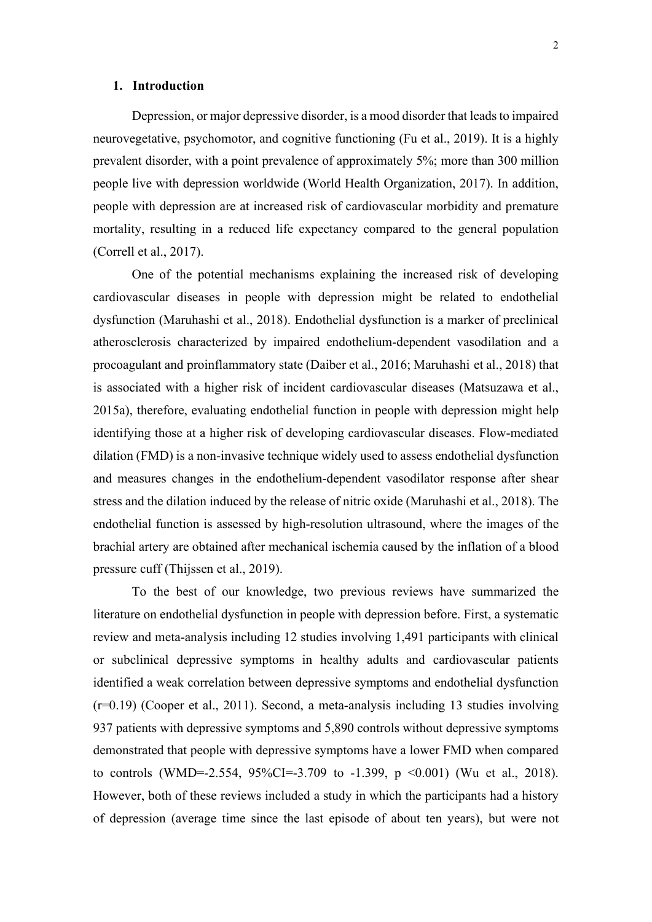## 1. Introduction

Depression, or major depressive disorder, is a mood disorder that leads to impaired neurovegetative, psychomotor, and cognitive functioning (Fu et al., 2019). It is a highly prevalent disorder, with a point prevalence of approximately 5%; more than 300 million people live with depression worldwide (World Health Organization, 2017). In addition, people with depression are at increased risk of cardiovascular morbidity and premature mortality, resulting in a reduced life expectancy compared to the general population (Correll et al., 2017).

One of the potential mechanisms explaining the increased risk of developing cardiovascular diseases in people with depression might be related to endothelial dysfunction (Maruhashi et al., 2018). Endothelial dysfunction is a marker of preclinical atherosclerosis characterized by impaired endothelium-dependent vasodilation and a procoagulant and proinflammatory state (Daiber et al., 2016; Maruhashi et al., 2018) that is associated with a higher risk of incident cardiovascular diseases (Matsuzawa et al., 2015a), therefore, evaluating endothelial function in people with depression might help identifying those at a higher risk of developing cardiovascular diseases. Flow-mediated dilation (FMD) is a non-invasive technique widely used to assess endothelial dysfunction and measures changes in the endothelium-dependent vasodilator response after shear stress and the dilation induced by the release of nitric oxide (Maruhashi et al., 2018). The endothelial function is assessed by high-resolution ultrasound, where the images of the brachial artery are obtained after mechanical ischemia caused by the inflation of a blood pressure cuff (Thijssen et al., 2019).

To the best of our knowledge, two previous reviews have summarized the literature on endothelial dysfunction in people with depression before. First, a systematic review and meta-analysis including 12 studies involving 1,491 participants with clinical or subclinical depressive symptoms in healthy adults and cardiovascular patients identified a weak correlation between depressive symptoms and endothelial dysfunction ($r=0.19$) (Cooper et al., 2011). Second, a meta-analysis including 13 studies involving 937 patients with depressive symptoms and 5,890 controls without depressive symptoms demonstrated that people with depressive symptoms have a lower FMD when compared to controls (WMD=-2.554, 95%CI=-3.709 to -1.399, $p < 0.001$) (Wu et al., 2018). However, both of these reviews included a study in which the participants had a history of depression (average time since the last episode of about ten years), but were not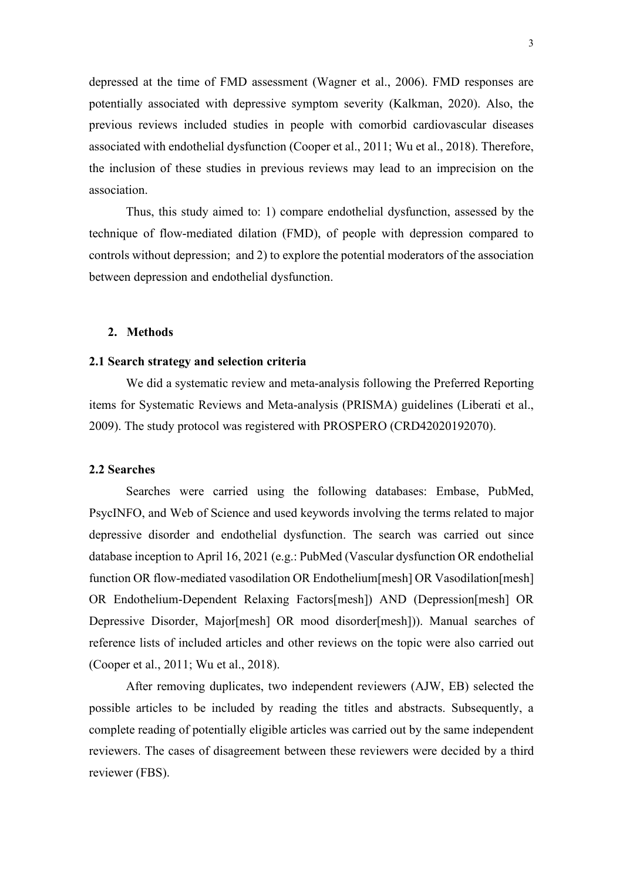depressed at the time of FMD assessment (Wagner et al., 2006). FMD responses are potentially associated with depressive symptom severity (Kalkman, 2020). Also, the previous reviews included studies in people with comorbid cardiovascular diseases associated with endothelial dysfunction (Cooper et al., 2011; Wu et al., 2018). Therefore, the inclusion of these studies in previous reviews may lead to an imprecision on the association.

Thus, this study aimed to: 1) compare endothelial dysfunction, assessed by the technique of flow-mediated dilation (FMD), of people with depression compared to controls without depression;  and 2) to explore the potential moderators of the association between depression and endothelial dysfunction.

## 2. Methods

### 2.1 Search strategy and selection criteria

We did a systematic review and meta-analysis following the Preferred Reporting items for Systematic Reviews and Meta-analysis (PRISMA) guidelines (Liberati et al., 2009). The study protocol was registered with PROSPERO (CRD42020192070).

### 2.2 Searches

Searches were carried using the following databases: Embase, PubMed, PsycINFO, and Web of Science and used keywords involving the terms related to major depressive disorder and endothelial dysfunction. The search was carried out since database inception to April 16, 2021 (e.g.: PubMed (Vascular dysfunction OR endothelial function OR flow-mediated vasodilation OR Endothelium[mesh] OR Vasodilation[mesh] OR Endothelium-Dependent Relaxing Factors[mesh]) AND (Depression[mesh] OR Depressive Disorder, Major[mesh] OR mood disorder[mesh])). Manual searches of reference lists of included articles and other reviews on the topic were also carried out (Cooper et al., 2011; Wu et al., 2018).

After removing duplicates, two independent reviewers (AJW, EB) selected the possible articles to be included by reading the titles and abstracts. Subsequently, a complete reading of potentially eligible articles was carried out by the same independent reviewers. The cases of disagreement between these reviewers were decided by a third reviewer (FBS).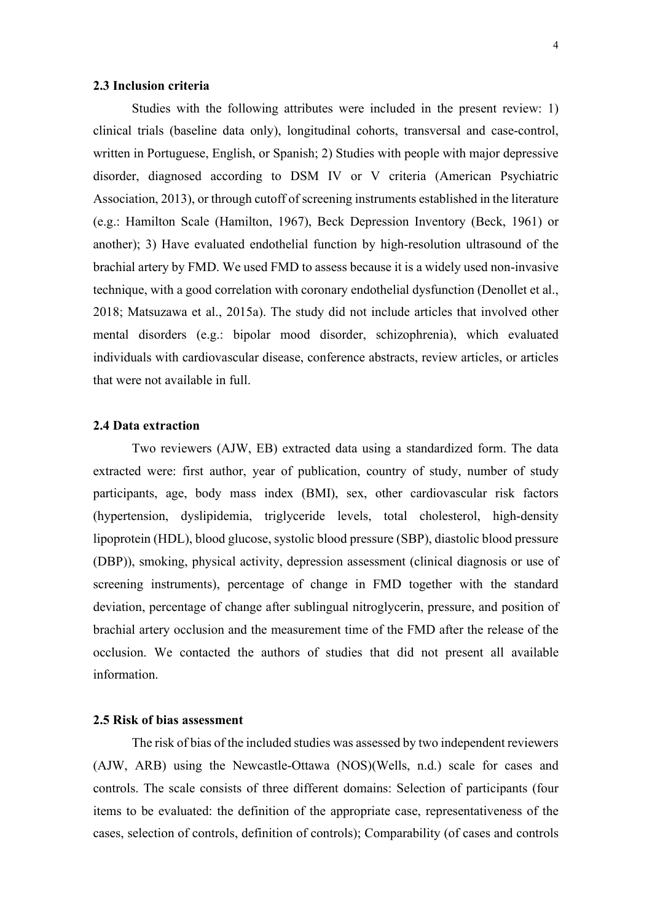### 2.3 Inclusion criteria

Studies with the following attributes were included in the present review: 1) clinical trials (baseline data only), longitudinal cohorts, transversal and case-control, written in Portuguese, English, or Spanish; 2) Studies with people with major depressive disorder, diagnosed according to DSM IV or V criteria (American Psychiatric Association, 2013), or through cutoff of screening instruments established in the literature (e.g.: Hamilton Scale (Hamilton, 1967), Beck Depression Inventory (Beck, 1961) or another); 3) Have evaluated endothelial function by high-resolution ultrasound of the brachial artery by FMD. We used FMD to assess because it is a widely used non-invasive technique, with a good correlation with coronary endothelial dysfunction (Denollet et al., 2018; Matsuzawa et al., 2015a). The study did not include articles that involved other mental disorders (e.g.: bipolar mood disorder, schizophrenia), which evaluated individuals with cardiovascular disease, conference abstracts, review articles, or articles that were not available in full.

### 2.4 Data extraction

Two reviewers (AJW, EB) extracted data using a standardized form. The data extracted were: first author, year of publication, country of study, number of study participants, age, body mass index (BMI), sex, other cardiovascular risk factors (hypertension, dyslipidemia, triglyceride levels, total cholesterol, high-density lipoprotein (HDL), blood glucose, systolic blood pressure (SBP), diastolic blood pressure (DBP)), smoking, physical activity, depression assessment (clinical diagnosis or use of screening instruments), percentage of change in FMD together with the standard deviation, percentage of change after sublingual nitroglycerin, pressure, and position of brachial artery occlusion and the measurement time of the FMD after the release of the occlusion. We contacted the authors of studies that did not present all available information.

### 2.5 Risk of bias assessment

The risk of bias of the included studies was assessed by two independent reviewers (AJW, ARB) using the Newcastle-Ottawa (NOS)(Wells, n.d.) scale for cases and controls. The scale consists of three different domains: Selection of participants (four items to be evaluated: the definition of the appropriate case, representativeness of the cases, selection of controls, definition of controls); Comparability (of cases and controls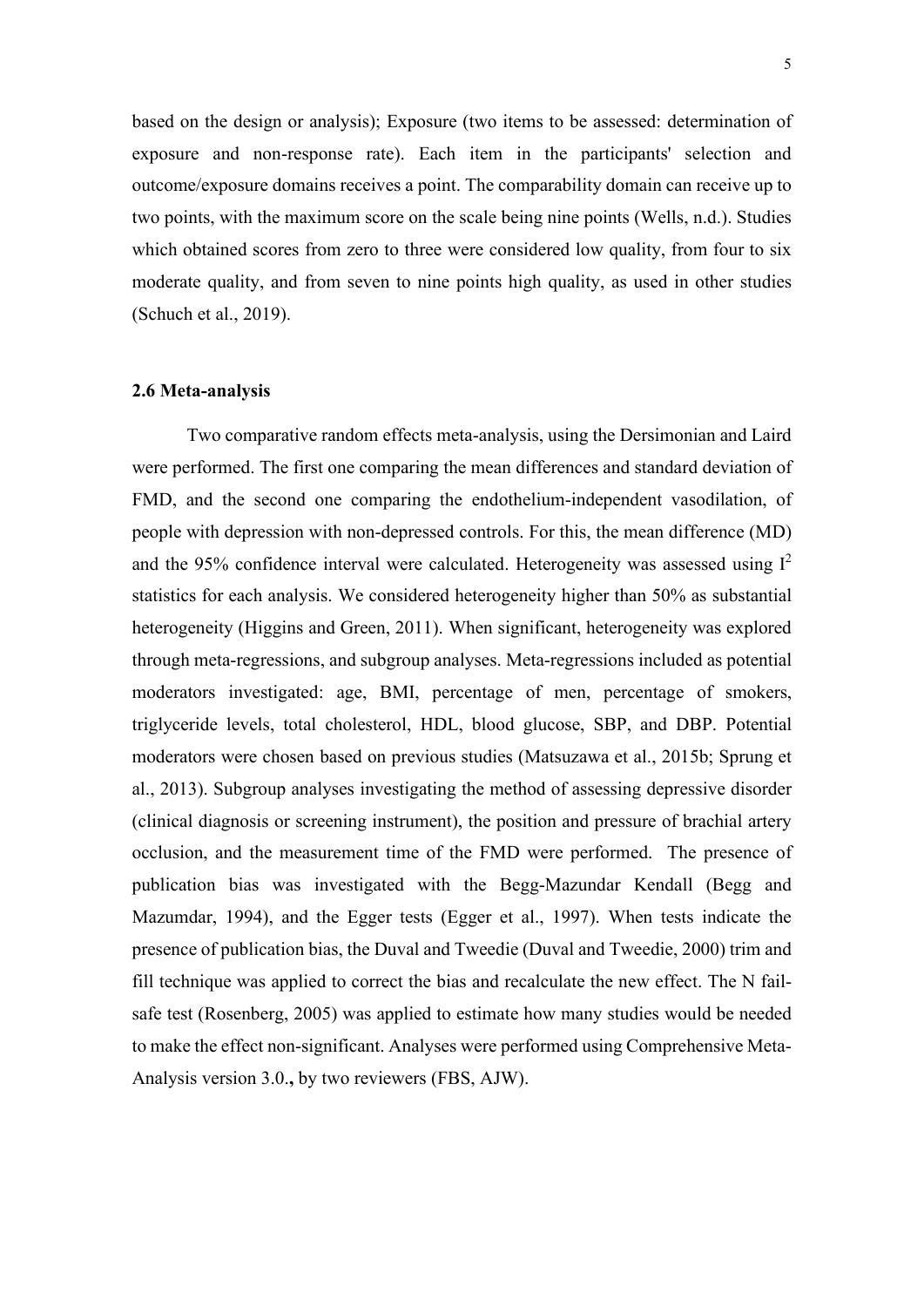based on the design or analysis); Exposure (two items to be assessed: determination of exposure and non-response rate). Each item in the participants' selection and outcome/exposure domains receives a point. The comparability domain can receive up to two points, with the maximum score on the scale being nine points (Wells, n.d.). Studies which obtained scores from zero to three were considered low quality, from four to six moderate quality, and from seven to nine points high quality, as used in other studies (Schuch et al., 2019).

### 2.6 Meta-analysis

Two comparative random effects meta-analysis, using the Dersimonian and Laird were performed. The first one comparing the mean differences and standard deviation of FMD, and the second one comparing the endothelium-independent vasodilation, of people with depression with non-depressed controls. For this, the mean difference (MD) and the 95% confidence interval were calculated. Heterogeneity was assessed using $I^2$ statistics for each analysis. We considered heterogeneity higher than 50% as substantial heterogeneity (Higgins and Green, 2011). When significant, heterogeneity was explored through meta-regressions, and subgroup analyses. Meta-regressions included as potential moderators investigated: age, BMI, percentage of men, percentage of smokers, triglyceride levels, total cholesterol, HDL, blood glucose, SBP, and DBP. Potential moderators were chosen based on previous studies (Matsuzawa et al., 2015b; Sprung et al., 2013). Subgroup analyses investigating the method of assessing depressive disorder (clinical diagnosis or screening instrument), the position and pressure of brachial artery occlusion, and the measurement time of the FMD were performed. The presence of publication bias was investigated with the Begg-Mazundar Kendall (Begg and Mazumdar, 1994), and the Egger tests (Egger et al., 1997). When tests indicate the presence of publication bias, the Duval and Tweedie (Duval and Tweedie, 2000) trim and fill technique was applied to correct the bias and recalculate the new effect. The N fail-safe test (Rosenberg, 2005) was applied to estimate how many studies would be needed to make the effect non-significant. Analyses were performed using Comprehensive Meta-Analysis version 3.0.**,** by two reviewers (FBS, AJW).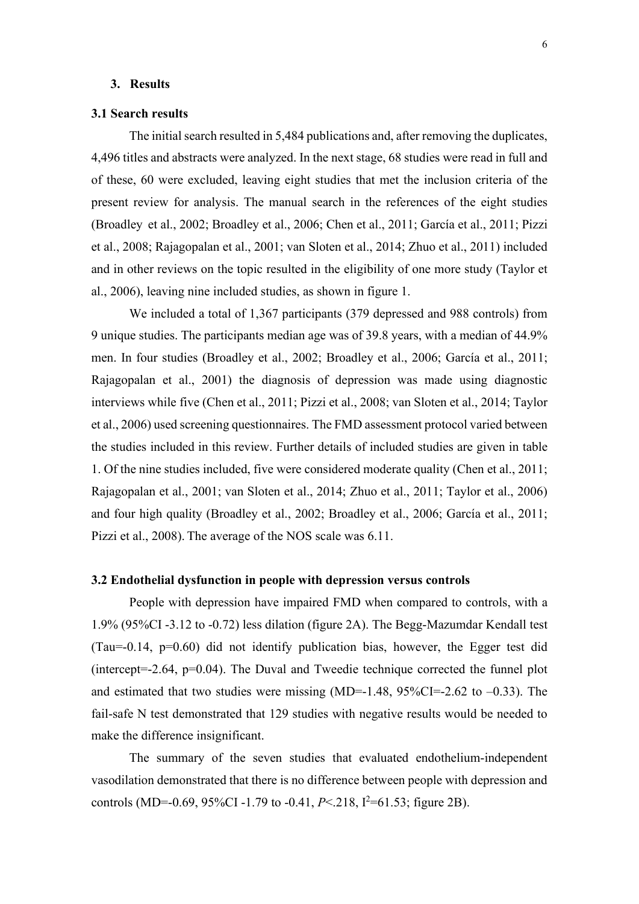## 3. Results

### 3.1 Search results

The initial search resulted in 5,484 publications and, after removing the duplicates, 4,496 titles and abstracts were analyzed. In the next stage, 68 studies were read in full and of these, 60 were excluded, leaving eight studies that met the inclusion criteria of the present review for analysis. The manual search in the references of the eight studies (Broadley et al., 2002; Broadley et al., 2006; Chen et al., 2011; García et al., 2011; Pizzi et al., 2008; Rajagopalan et al., 2001; van Sloten et al., 2014; Zhuo et al., 2011) included and in other reviews on the topic resulted in the eligibility of one more study (Taylor et al., 2006), leaving nine included studies, as shown in figure 1.

We included a total of 1,367 participants (379 depressed and 988 controls) from 9 unique studies. The participants median age was of 39.8 years, with a median of 44.9% men. In four studies (Broadley et al., 2002; Broadley et al., 2006; García et al., 2011; Rajagopalan et al., 2001) the diagnosis of depression was made using diagnostic interviews while five (Chen et al., 2011; Pizzi et al., 2008; van Sloten et al., 2014; Taylor et al., 2006) used screening questionnaires. The FMD assessment protocol varied between the studies included in this review. Further details of included studies are given in table 1. Of the nine studies included, five were considered moderate quality (Chen et al., 2011; Rajagopalan et al., 2001; van Sloten et al., 2014; Zhuo et al., 2011; Taylor et al., 2006) and four high quality (Broadley et al., 2002; Broadley et al., 2006; García et al., 2011; Pizzi et al., 2008). The average of the NOS scale was 6.11.

### 3.2 Endothelial dysfunction in people with depression versus controls

People with depression have impaired FMD when compared to controls, with a 1.9% (95%CI -3.12 to -0.72) less dilation (figure 2A). The Begg-Mazumdar Kendall test (Tau=-0.14, p=0.60) did not identify publication bias, however, the Egger test did (intercept=-2.64, p=0.04). The Duval and Tweedie technique corrected the funnel plot and estimated that two studies were missing (MD=-1.48, 95%CI=-2.62 to –0.33). The fail-safe N test demonstrated that 129 studies with negative results would be needed to make the difference insignificant.

The summary of the seven studies that evaluated endothelium-independent vasodilation demonstrated that there is no difference between people with depression and controls (MD=-0.69, 95%CI -1.79 to -0.41, $P<.218$, $I^2=61.53$; figure 2B).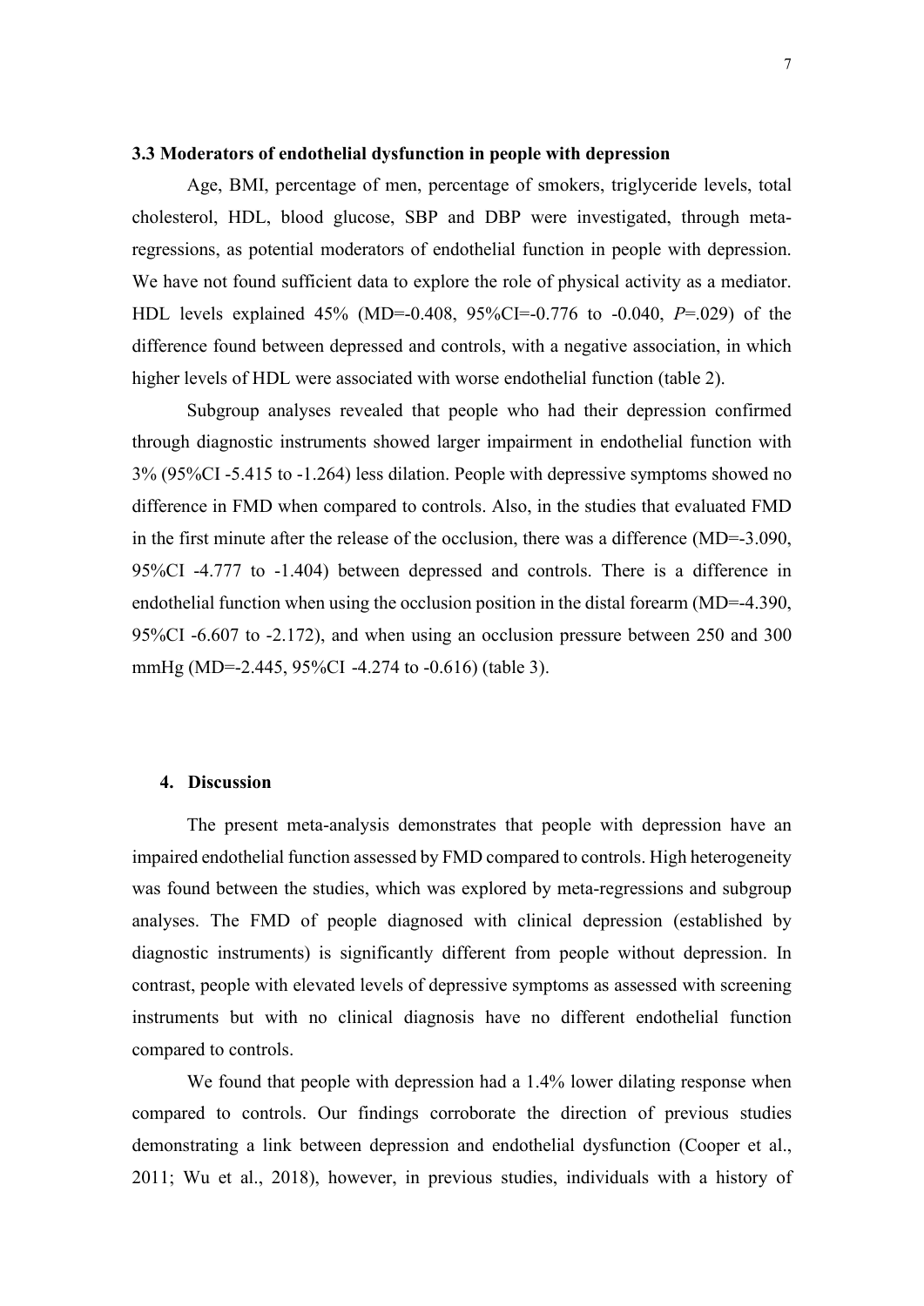### 3.3 Moderators of endothelial dysfunction in people with depression

Age, BMI, percentage of men, percentage of smokers, triglyceride levels, total cholesterol, HDL, blood glucose, SBP and DBP were investigated, through meta-regressions, as potential moderators of endothelial function in people with depression. We have not found sufficient data to explore the role of physical activity as a mediator. HDL levels explained 45% (MD=-0.408, 95%CI=-0.776 to -0.040, *P*=.029) of the difference found between depressed and controls, with a negative association, in which higher levels of HDL were associated with worse endothelial function (table 2).

Subgroup analyses revealed that people who had their depression confirmed through diagnostic instruments showed larger impairment in endothelial function with 3% (95%CI -5.415 to -1.264) less dilation. People with depressive symptoms showed no difference in FMD when compared to controls. Also, in the studies that evaluated FMD in the first minute after the release of the occlusion, there was a difference (MD=-3.090, 95%CI -4.777 to -1.404) between depressed and controls. There is a difference in endothelial function when using the occlusion position in the distal forearm (MD=-4.390, 95%CI -6.607 to -2.172), and when using an occlusion pressure between 250 and 300 mmHg (MD=-2.445, 95%CI -4.274 to -0.616) (table 3).

## 4. Discussion

The present meta-analysis demonstrates that people with depression have an impaired endothelial function assessed by FMD compared to controls. High heterogeneity was found between the studies, which was explored by meta-regressions and subgroup analyses. The FMD of people diagnosed with clinical depression (established by diagnostic instruments) is significantly different from people without depression. In contrast, people with elevated levels of depressive symptoms as assessed with screening instruments but with no clinical diagnosis have no different endothelial function compared to controls.

We found that people with depression had a 1.4% lower dilating response when compared to controls. Our findings corroborate the direction of previous studies demonstrating a link between depression and endothelial dysfunction (Cooper et al., 2011; Wu et al., 2018), however, in previous studies, individuals with a history of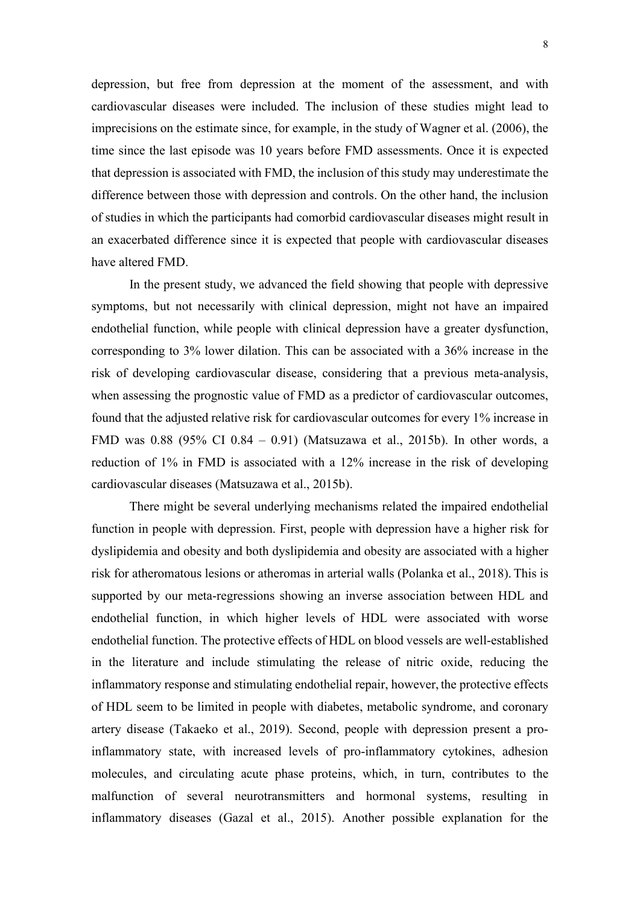depression, but free from depression at the moment of the assessment, and with cardiovascular diseases were included. The inclusion of these studies might lead to imprecisions on the estimate since, for example, in the study of Wagner et al. (2006), the time since the last episode was 10 years before FMD assessments. Once it is expected that depression is associated with FMD, the inclusion of this study may underestimate the difference between those with depression and controls. On the other hand, the inclusion of studies in which the participants had comorbid cardiovascular diseases might result in an exacerbated difference since it is expected that people with cardiovascular diseases have altered FMD.

In the present study, we advanced the field showing that people with depressive symptoms, but not necessarily with clinical depression, might not have an impaired endothelial function, while people with clinical depression have a greater dysfunction, corresponding to 3% lower dilation. This can be associated with a 36% increase in the risk of developing cardiovascular disease, considering that a previous meta-analysis, when assessing the prognostic value of FMD as a predictor of cardiovascular outcomes, found that the adjusted relative risk for cardiovascular outcomes for every 1% increase in FMD was 0.88 (95% CI 0.84 – 0.91) (Matsuzawa et al., 2015b). In other words, a reduction of 1% in FMD is associated with a 12% increase in the risk of developing cardiovascular diseases (Matsuzawa et al., 2015b).

There might be several underlying mechanisms related the impaired endothelial function in people with depression. First, people with depression have a higher risk for dyslipidemia and obesity and both dyslipidemia and obesity are associated with a higher risk for atheromatous lesions or atheromas in arterial walls (Polanka et al., 2018). This is supported by our meta-regressions showing an inverse association between HDL and endothelial function, in which higher levels of HDL were associated with worse endothelial function. The protective effects of HDL on blood vessels are well-established in the literature and include stimulating the release of nitric oxide, reducing the inflammatory response and stimulating endothelial repair, however, the protective effects of HDL seem to be limited in people with diabetes, metabolic syndrome, and coronary artery disease (Takaeko et al., 2019). Second, people with depression present a pro-inflammatory state, with increased levels of pro-inflammatory cytokines, adhesion molecules, and circulating acute phase proteins, which, in turn, contributes to the malfunction of several neurotransmitters and hormonal systems, resulting in inflammatory diseases (Gazal et al., 2015). Another possible explanation for the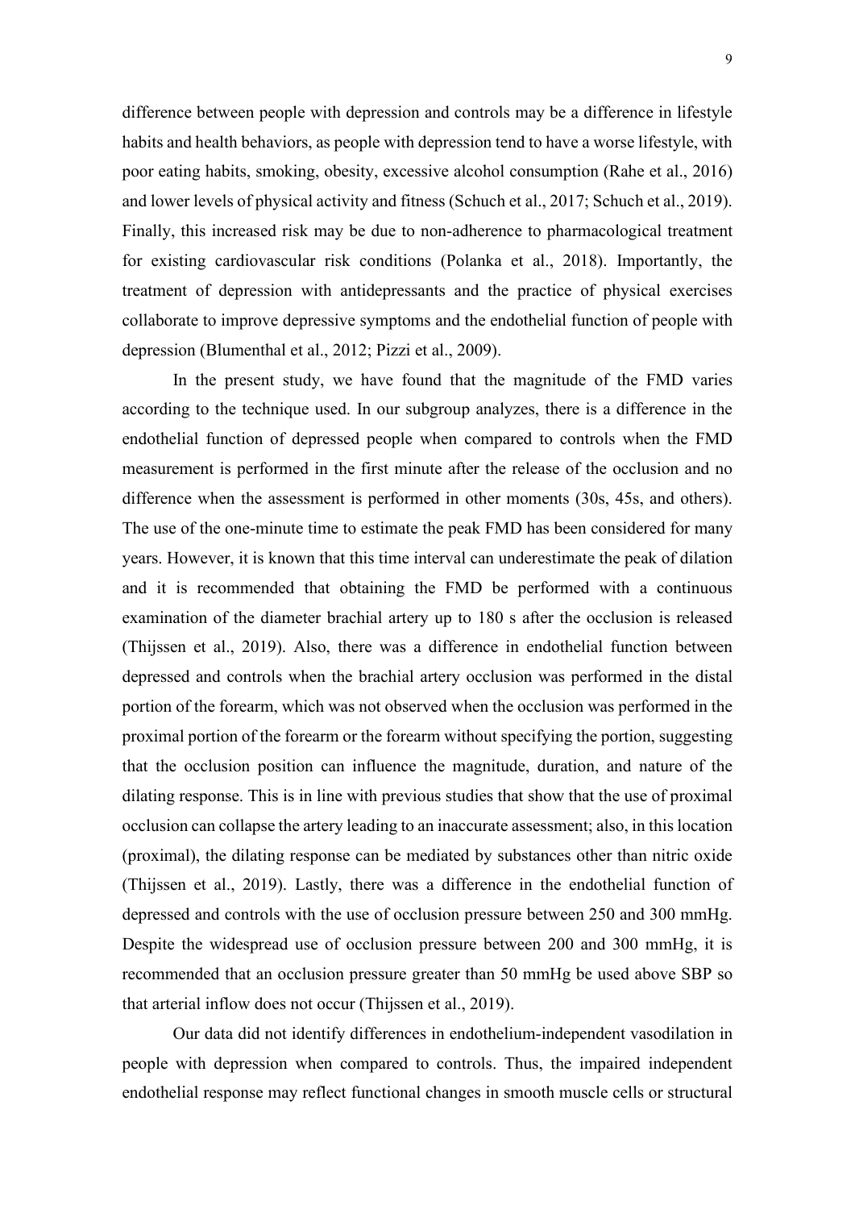difference between people with depression and controls may be a difference in lifestyle habits and health behaviors, as people with depression tend to have a worse lifestyle, with poor eating habits, smoking, obesity, excessive alcohol consumption (Rahe et al., 2016) and lower levels of physical activity and fitness (Schuch et al., 2017; Schuch et al., 2019). Finally, this increased risk may be due to non-adherence to pharmacological treatment for existing cardiovascular risk conditions (Polanka et al., 2018). Importantly, the treatment of depression with antidepressants and the practice of physical exercises collaborate to improve depressive symptoms and the endothelial function of people with depression (Blumenthal et al., 2012; Pizzi et al., 2009).

In the present study, we have found that the magnitude of the FMD varies according to the technique used. In our subgroup analyzes, there is a difference in the endothelial function of depressed people when compared to controls when the FMD measurement is performed in the first minute after the release of the occlusion and no difference when the assessment is performed in other moments (30s, 45s, and others). The use of the one-minute time to estimate the peak FMD has been considered for many years. However, it is known that this time interval can underestimate the peak of dilation and it is recommended that obtaining the FMD be performed with a continuous examination of the diameter brachial artery up to 180 s after the occlusion is released (Thijssen et al., 2019). Also, there was a difference in endothelial function between depressed and controls when the brachial artery occlusion was performed in the distal portion of the forearm, which was not observed when the occlusion was performed in the proximal portion of the forearm or the forearm without specifying the portion, suggesting that the occlusion position can influence the magnitude, duration, and nature of the dilating response. This is in line with previous studies that show that the use of proximal occlusion can collapse the artery leading to an inaccurate assessment; also, in this location (proximal), the dilating response can be mediated by substances other than nitric oxide (Thijssen et al., 2019). Lastly, there was a difference in the endothelial function of depressed and controls with the use of occlusion pressure between 250 and 300 mmHg. Despite the widespread use of occlusion pressure between 200 and 300 mmHg, it is recommended that an occlusion pressure greater than 50 mmHg be used above SBP so that arterial inflow does not occur (Thijssen et al., 2019).

Our data did not identify differences in endothelium-independent vasodilation in people with depression when compared to controls. Thus, the impaired independent endothelial response may reflect functional changes in smooth muscle cells or structural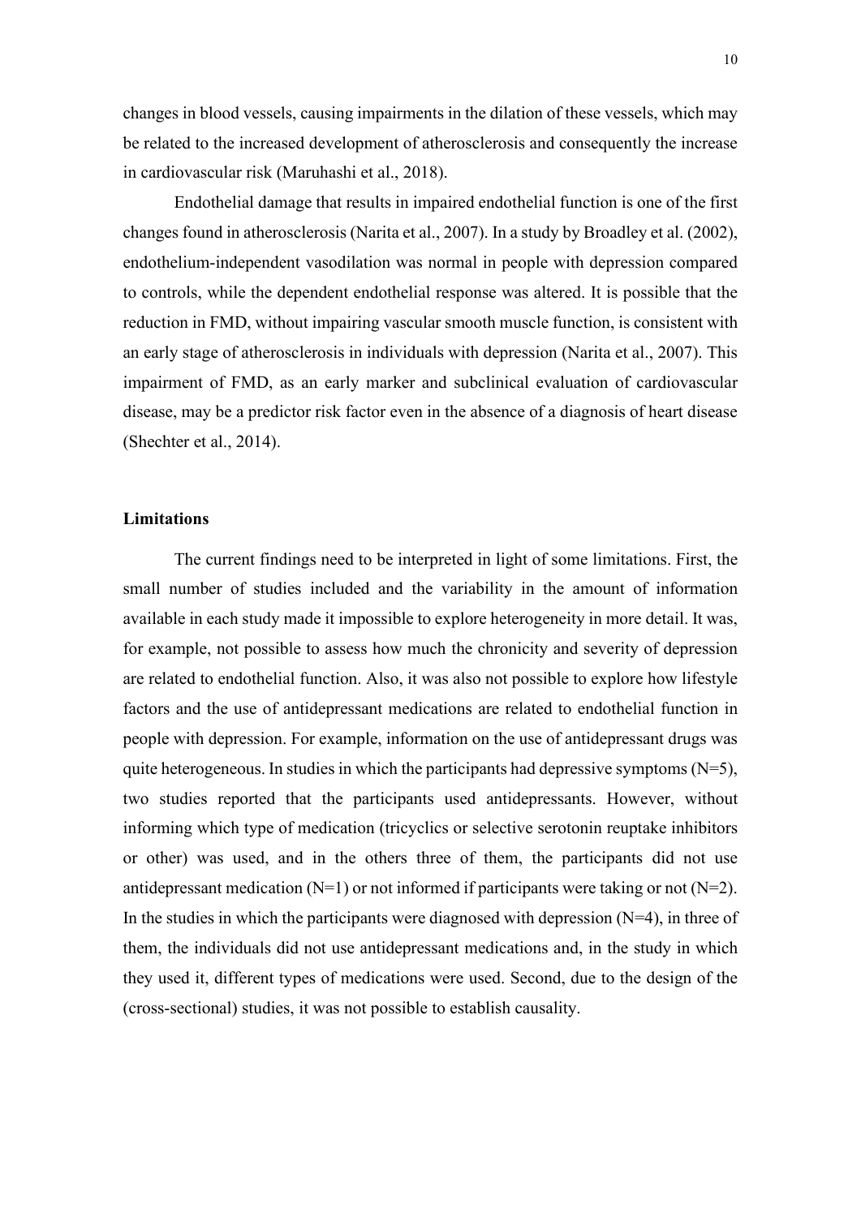changes in blood vessels, causing impairments in the dilation of these vessels, which may be related to the increased development of atherosclerosis and consequently the increase in cardiovascular risk (Maruhashi et al., 2018).

Endothelial damage that results in impaired endothelial function is one of the first changes found in atherosclerosis (Narita et al., 2007). In a study by Broadley et al. (2002), endothelium-independent vasodilation was normal in people with depression compared to controls, while the dependent endothelial response was altered. It is possible that the reduction in FMD, without impairing vascular smooth muscle function, is consistent with an early stage of atherosclerosis in individuals with depression (Narita et al., 2007). This impairment of FMD, as an early marker and subclinical evaluation of cardiovascular disease, may be a predictor risk factor even in the absence of a diagnosis of heart disease (Shechter et al., 2014).

### Limitations

The current findings need to be interpreted in light of some limitations. First, the small number of studies included and the variability in the amount of information available in each study made it impossible to explore heterogeneity in more detail. It was, for example, not possible to assess how much the chronicity and severity of depression are related to endothelial function. Also, it was also not possible to explore how lifestyle factors and the use of antidepressant medications are related to endothelial function in people with depression. For example, information on the use of antidepressant drugs was quite heterogeneous. In studies in which the participants had depressive symptoms (N=5), two studies reported that the participants used antidepressants. However, without informing which type of medication (tricyclics or selective serotonin reuptake inhibitors or other) was used, and in the others three of them, the participants did not use antidepressant medication (N=1) or not informed if participants were taking or not (N=2). In the studies in which the participants were diagnosed with depression (N=4), in three of them, the individuals did not use antidepressant medications and, in the study in which they used it, different types of medications were used. Second, due to the design of the (cross-sectional) studies, it was not possible to establish causality.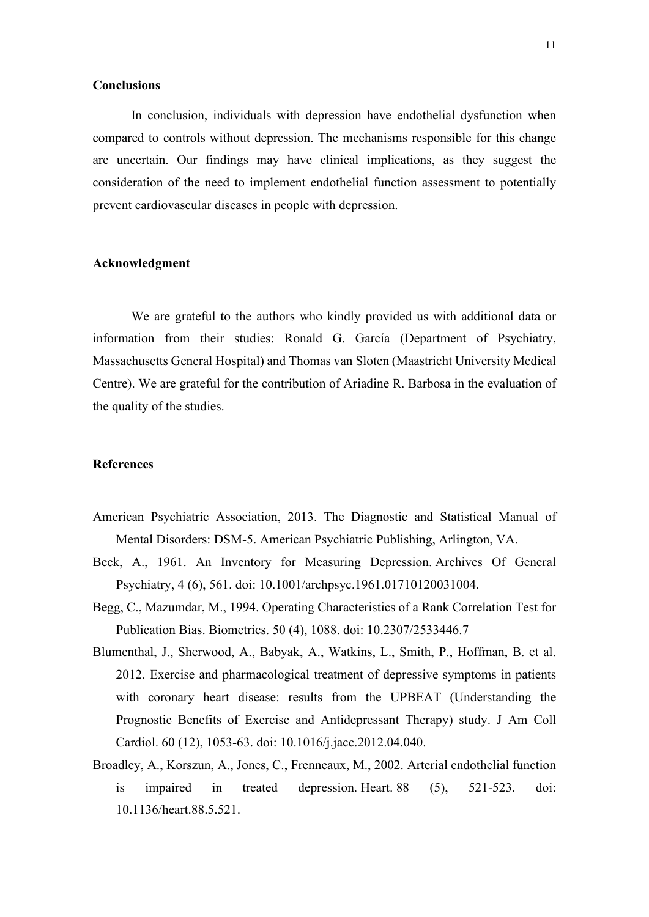## Conclusions

In conclusion, individuals with depression have endothelial dysfunction when compared to controls without depression. The mechanisms responsible for this change are uncertain. Our findings may have clinical implications, as they suggest the consideration of the need to implement endothelial function assessment to potentially prevent cardiovascular diseases in people with depression.

## Acknowledgment

We are grateful to the authors who kindly provided us with additional data or information from their studies: Ronald G. García (Department of Psychiatry, Massachusetts General Hospital) and Thomas van Sloten (Maastricht University Medical Centre). We are grateful for the contribution of Ariadine R. Barbosa in the evaluation of the quality of the studies.

## References

American Psychiatric Association, 2013. The Diagnostic and Statistical Manual of Mental Disorders: DSM-5. American Psychiatric Publishing, Arlington, VA.

Beck, A., 1961. An Inventory for Measuring Depression. Archives Of General Psychiatry, 4 (6), 561. doi: 10.1001/archpsyc.1961.01710120031004.

Begg, C., Mazumdar, M., 1994. Operating Characteristics of a Rank Correlation Test for Publication Bias. Biometrics. 50 (4), 1088. doi: 10.2307/2533446.7

Blumenthal, J., Sherwood, A., Babyak, A., Watkins, L., Smith, P., Hoffman, B. et al. 2012. Exercise and pharmacological treatment of depressive symptoms in patients with coronary heart disease: results from the UPBEAT (Understanding the Prognostic Benefits of Exercise and Antidepressant Therapy) study. J Am Coll Cardiol. 60 (12), 1053-63. doi: 10.1016/j.jacc.2012.04.040.

Broadley, A., Korszun, A., Jones, C., Frenneaux, M., 2002. Arterial endothelial function is impaired in treated depression. Heart. 88 (5), 521-523. doi: 10.1136/heart.88.5.521.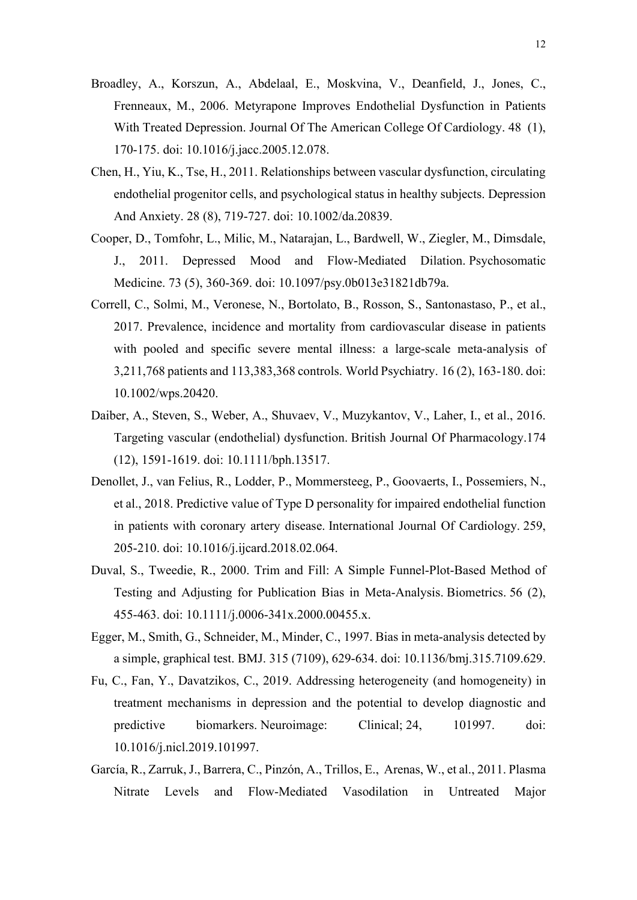Broadley, A., Korszun, A., Abdelaal, E., Moskvina, V., Deanfield, J., Jones, C., Frenneaux, M., 2006. Metyrapone Improves Endothelial Dysfunction in Patients With Treated Depression. Journal Of The American College Of Cardiology. 48 (1), 170-175. doi: 10.1016/j.jacc.2005.12.078.

Chen, H., Yiu, K., Tse, H., 2011. Relationships between vascular dysfunction, circulating endothelial progenitor cells, and psychological status in healthy subjects. Depression And Anxiety. 28 (8), 719-727. doi: 10.1002/da.20839.

Cooper, D., Tomfohr, L., Milic, M., Natarajan, L., Bardwell, W., Ziegler, M., Dimsdale, J., 2011. Depressed Mood and Flow-Mediated Dilation. Psychosomatic Medicine. 73 (5), 360-369. doi: 10.1097/psy.0b013e31821db79a.

Correll, C., Solmi, M., Veronese, N., Bortolato, B., Rosson, S., Santonastaso, P., et al., 2017. Prevalence, incidence and mortality from cardiovascular disease in patients with pooled and specific severe mental illness: a large-scale meta-analysis of 3,211,768 patients and 113,383,368 controls. World Psychiatry. 16 (2), 163-180. doi: 10.1002/wps.20420.

Daiber, A., Steven, S., Weber, A., Shuvaev, V., Muzykantov, V., Laher, I., et al., 2016. Targeting vascular (endothelial) dysfunction. British Journal Of Pharmacology.174 (12), 1591-1619. doi: 10.1111/bph.13517.

Denollet, J., van Felius, R., Lodder, P., Mommersteeg, P., Goovaerts, I., Possemiers, N., et al., 2018. Predictive value of Type D personality for impaired endothelial function in patients with coronary artery disease. International Journal Of Cardiology. 259, 205-210. doi: 10.1016/j.ijcard.2018.02.064.

Duval, S., Tweedie, R., 2000. Trim and Fill: A Simple Funnel-Plot-Based Method of Testing and Adjusting for Publication Bias in Meta-Analysis. Biometrics. 56 (2), 455-463. doi: 10.1111/j.0006-341x.2000.00455.x.

Egger, M., Smith, G., Schneider, M., Minder, C., 1997. Bias in meta-analysis detected by a simple, graphical test. BMJ. 315 (7109), 629-634. doi: 10.1136/bmj.315.7109.629.

Fu, C., Fan, Y., Davatzikos, C., 2019. Addressing heterogeneity (and homogeneity) in treatment mechanisms in depression and the potential to develop diagnostic and predictive biomarkers. Neuroimage: Clinical; 24, 101997. doi: 10.1016/j.nicl.2019.101997.

García, R., Zarruk, J., Barrera, C., Pinzón, A., Trillos, E., Arenas, W., et al., 2011. Plasma Nitrate Levels and Flow-Mediated Vasodilation in Untreated Major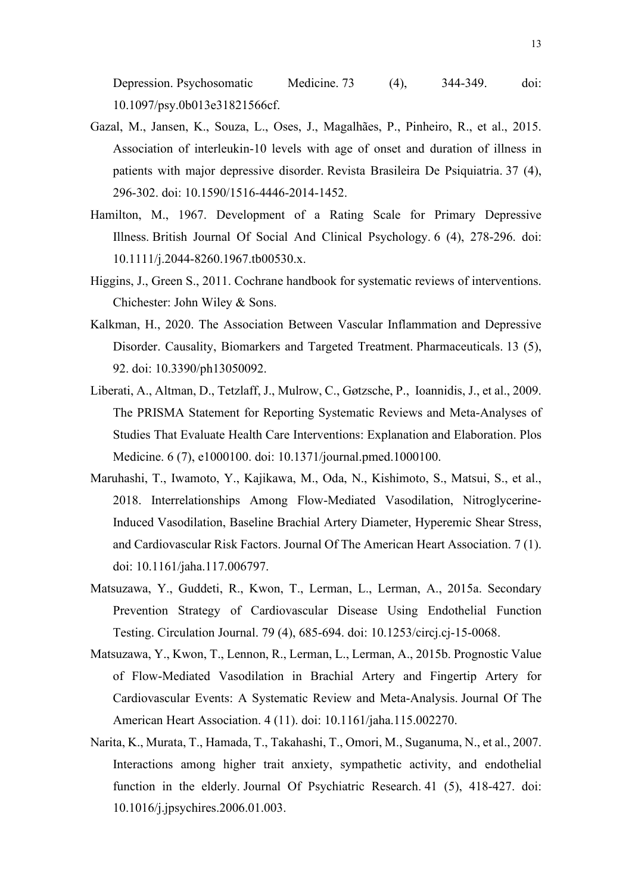Depression. Psychosomatic Medicine. 73 (4), 344-349. doi: 10.1097/psy.0b013e31821566cf.

Gazal, M., Jansen, K., Souza, L., Oses, J., Magalhães, P., Pinheiro, R., et al., 2015. Association of interleukin-10 levels with age of onset and duration of illness in patients with major depressive disorder. Revista Brasileira De Psiquiatria. 37 (4), 296-302. doi: 10.1590/1516-4446-2014-1452.

Hamilton, M., 1967. Development of a Rating Scale for Primary Depressive Illness. British Journal Of Social And Clinical Psychology. 6 (4), 278-296. doi: 10.1111/j.2044-8260.1967.tb00530.x.

Higgins, J., Green S., 2011. Cochrane handbook for systematic reviews of interventions. Chichester: John Wiley & Sons.

Kalkman, H., 2020. The Association Between Vascular Inflammation and Depressive Disorder. Causality, Biomarkers and Targeted Treatment. Pharmaceuticals. 13 (5), 92. doi: 10.3390/ph13050092.

Liberati, A., Altman, D., Tetzlaff, J., Mulrow, C., Gøtzsche, P., Ioannidis, J., et al., 2009. The PRISMA Statement for Reporting Systematic Reviews and Meta-Analyses of Studies That Evaluate Health Care Interventions: Explanation and Elaboration. Plos Medicine. 6 (7), e1000100. doi: 10.1371/journal.pmed.1000100.

Maruhashi, T., Iwamoto, Y., Kajikawa, M., Oda, N., Kishimoto, S., Matsui, S., et al., 2018. Interrelationships Among Flow-Mediated Vasodilation, Nitroglycerine-Induced Vasodilation, Baseline Brachial Artery Diameter, Hyperemic Shear Stress, and Cardiovascular Risk Factors. Journal Of The American Heart Association. 7 (1). doi: 10.1161/jaha.117.006797.

Matsuzawa, Y., Guddeti, R., Kwon, T., Lerman, L., Lerman, A., 2015a. Secondary Prevention Strategy of Cardiovascular Disease Using Endothelial Function Testing. Circulation Journal. 79 (4), 685-694. doi: 10.1253/circj.cj-15-0068.

Matsuzawa, Y., Kwon, T., Lennon, R., Lerman, L., Lerman, A., 2015b. Prognostic Value of Flow-Mediated Vasodilation in Brachial Artery and Fingertip Artery for Cardiovascular Events: A Systematic Review and Meta-Analysis. Journal Of The American Heart Association. 4 (11). doi: 10.1161/jaha.115.002270.

Narita, K., Murata, T., Hamada, T., Takahashi, T., Omori, M., Suganuma, N., et al., 2007. Interactions among higher trait anxiety, sympathetic activity, and endothelial function in the elderly. Journal Of Psychiatric Research. 41 (5), 418-427. doi: 10.1016/j.jpsychires.2006.01.003.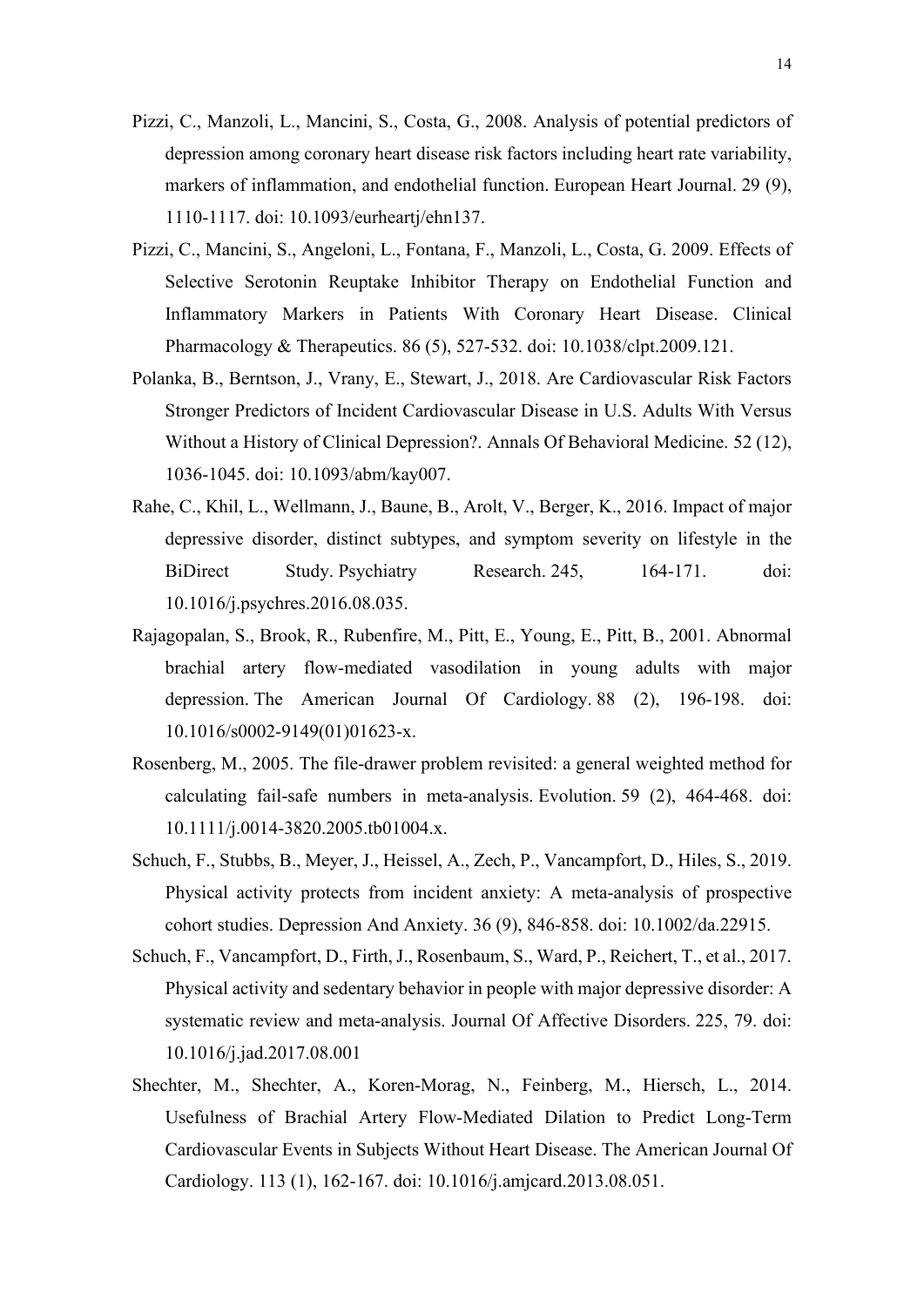Pizzi, C., Manzoli, L., Mancini, S., Costa, G., 2008. Analysis of potential predictors of depression among coronary heart disease risk factors including heart rate variability, markers of inflammation, and endothelial function. European Heart Journal. 29 (9), 1110-1117. doi: 10.1093/eurheartj/ehn137.

Pizzi, C., Mancini, S., Angeloni, L., Fontana, F., Manzoli, L., Costa, G. 2009. Effects of Selective Serotonin Reuptake Inhibitor Therapy on Endothelial Function and Inflammatory Markers in Patients With Coronary Heart Disease. Clinical Pharmacology & Therapeutics. 86 (5), 527-532. doi: 10.1038/clpt.2009.121.

Polanka, B., Berntson, J., Vrany, E., Stewart, J., 2018. Are Cardiovascular Risk Factors Stronger Predictors of Incident Cardiovascular Disease in U.S. Adults With Versus Without a History of Clinical Depression?. Annals Of Behavioral Medicine. 52 (12), 1036-1045. doi: 10.1093/abm/kay007.

Rahe, C., Khil, L., Wellmann, J., Baune, B., Arolt, V., Berger, K., 2016. Impact of major depressive disorder, distinct subtypes, and symptom severity on lifestyle in the BiDirect Study. Psychiatry Research. 245, 164-171. doi: 10.1016/j.psychres.2016.08.035.

Rajagopalan, S., Brook, R., Rubenfire, M., Pitt, E., Young, E., Pitt, B., 2001. Abnormal brachial artery flow-mediated vasodilation in young adults with major depression. The American Journal Of Cardiology. 88 (2), 196-198. doi: 10.1016/s0002-9149(01)01623-x.

Rosenberg, M., 2005. The file-drawer problem revisited: a general weighted method for calculating fail-safe numbers in meta-analysis. Evolution. 59 (2), 464-468. doi: 10.1111/j.0014-3820.2005.tb01004.x.

Schuch, F., Stubbs, B., Meyer, J., Heissel, A., Zech, P., Vancampfort, D., Hiles, S., 2019. Physical activity protects from incident anxiety: A meta-analysis of prospective cohort studies. Depression And Anxiety. 36 (9), 846-858. doi: 10.1002/da.22915.

Schuch, F., Vancampfort, D., Firth, J., Rosenbaum, S., Ward, P., Reichert, T., et al., 2017. Physical activity and sedentary behavior in people with major depressive disorder: A systematic review and meta-analysis. Journal Of Affective Disorders. 225, 79. doi: 10.1016/j.jad.2017.08.001

Shechter, M., Shechter, A., Koren-Morag, N., Feinberg, M., Hiersch, L., 2014. Usefulness of Brachial Artery Flow-Mediated Dilation to Predict Long-Term Cardiovascular Events in Subjects Without Heart Disease. The American Journal Of Cardiology. 113 (1), 162-167. doi: 10.1016/j.amjcard.2013.08.051.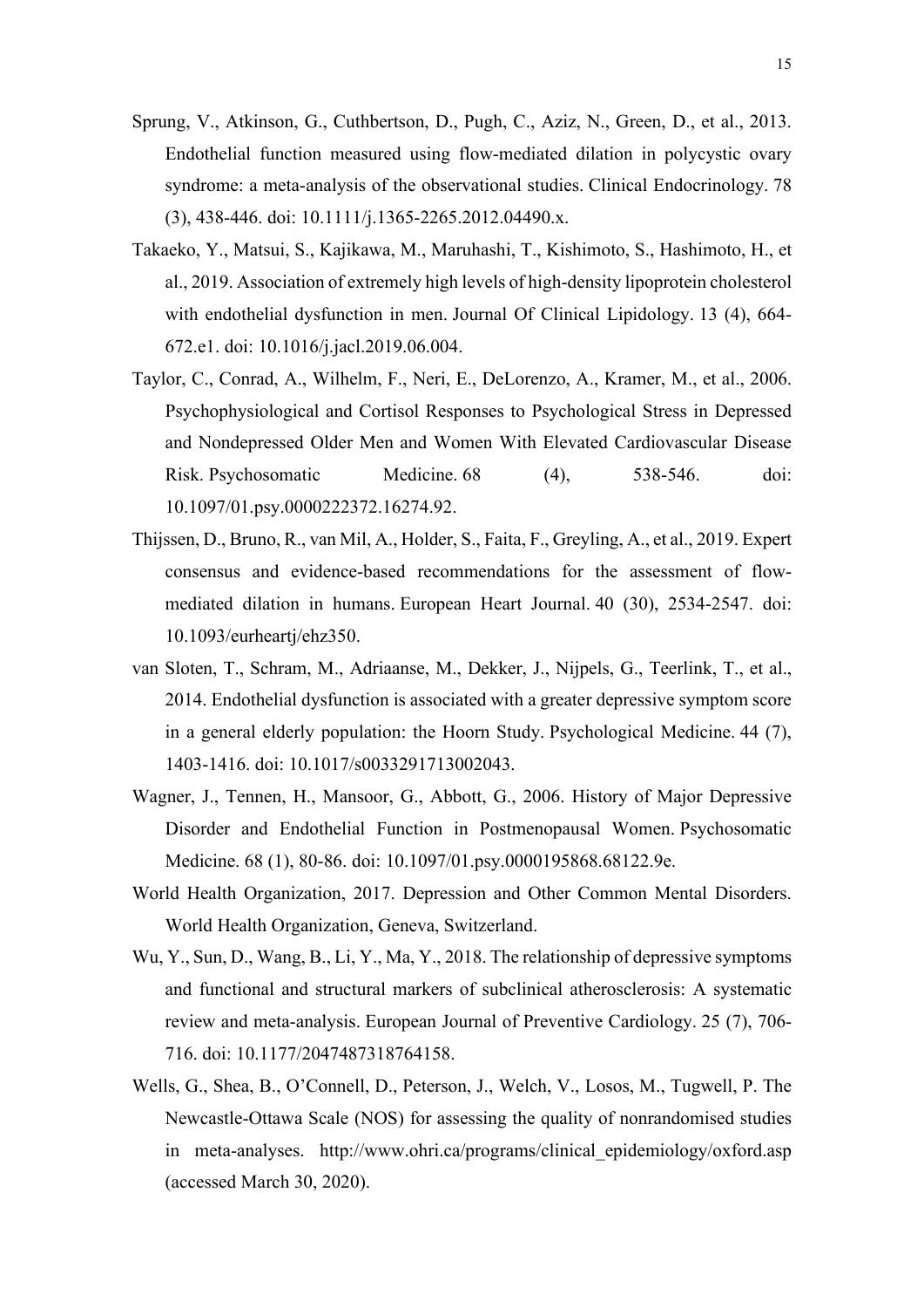Sprung, V., Atkinson, G., Cuthbertson, D., Pugh, C., Aziz, N., Green, D., et al., 2013. Endothelial function measured using flow-mediated dilation in polycystic ovary syndrome: a meta-analysis of the observational studies. Clinical Endocrinology. 78 (3), 438-446. doi: 10.1111/j.1365-2265.2012.04490.x.

Takaeko, Y., Matsui, S., Kajikawa, M., Maruhashi, T., Kishimoto, S., Hashimoto, H., et al., 2019. Association of extremely high levels of high-density lipoprotein cholesterol with endothelial dysfunction in men. Journal Of Clinical Lipidology. 13 (4), 664-672.e1. doi: 10.1016/j.jacl.2019.06.004.

Taylor, C., Conrad, A., Wilhelm, F., Neri, E., DeLorenzo, A., Kramer, M., et al., 2006. Psychophysiological and Cortisol Responses to Psychological Stress in Depressed and Nondepressed Older Men and Women With Elevated Cardiovascular Disease Risk. Psychosomatic Medicine. 68 (4), 538-546. doi: 10.1097/01.psy.0000222372.16274.92.

Thijssen, D., Bruno, R., van Mil, A., Holder, S., Faita, F., Greyling, A., et al., 2019. Expert consensus and evidence-based recommendations for the assessment of flow-mediated dilation in humans. European Heart Journal. 40 (30), 2534-2547. doi: 10.1093/eurheartj/ehz350.

van Sloten, T., Schram, M., Adriaanse, M., Dekker, J., Nijpels, G., Teerlink, T., et al., 2014. Endothelial dysfunction is associated with a greater depressive symptom score in a general elderly population: the Hoorn Study. Psychological Medicine. 44 (7), 1403-1416. doi: 10.1017/s0033291713002043.

Wagner, J., Tennen, H., Mansoor, G., Abbott, G., 2006. History of Major Depressive Disorder and Endothelial Function in Postmenopausal Women. Psychosomatic Medicine. 68 (1), 80-86. doi: 10.1097/01.psy.0000195868.68122.9e.

World Health Organization, 2017. Depression and Other Common Mental Disorders. World Health Organization, Geneva, Switzerland.

Wu, Y., Sun, D., Wang, B., Li, Y., Ma, Y., 2018. The relationship of depressive symptoms and functional and structural markers of subclinical atherosclerosis: A systematic review and meta-analysis. European Journal of Preventive Cardiology. 25 (7), 706-716. doi: 10.1177/2047487318764158.

Wells, G., Shea, B., O'Connell, D., Peterson, J., Welch, V., Losos, M., Tugwell, P. The Newcastle-Ottawa Scale (NOS) for assessing the quality of nonrandomised studies in meta-analyses. http://www.ohri.ca/programs/clinical_epidemiology/oxford.asp (accessed March 30, 2020).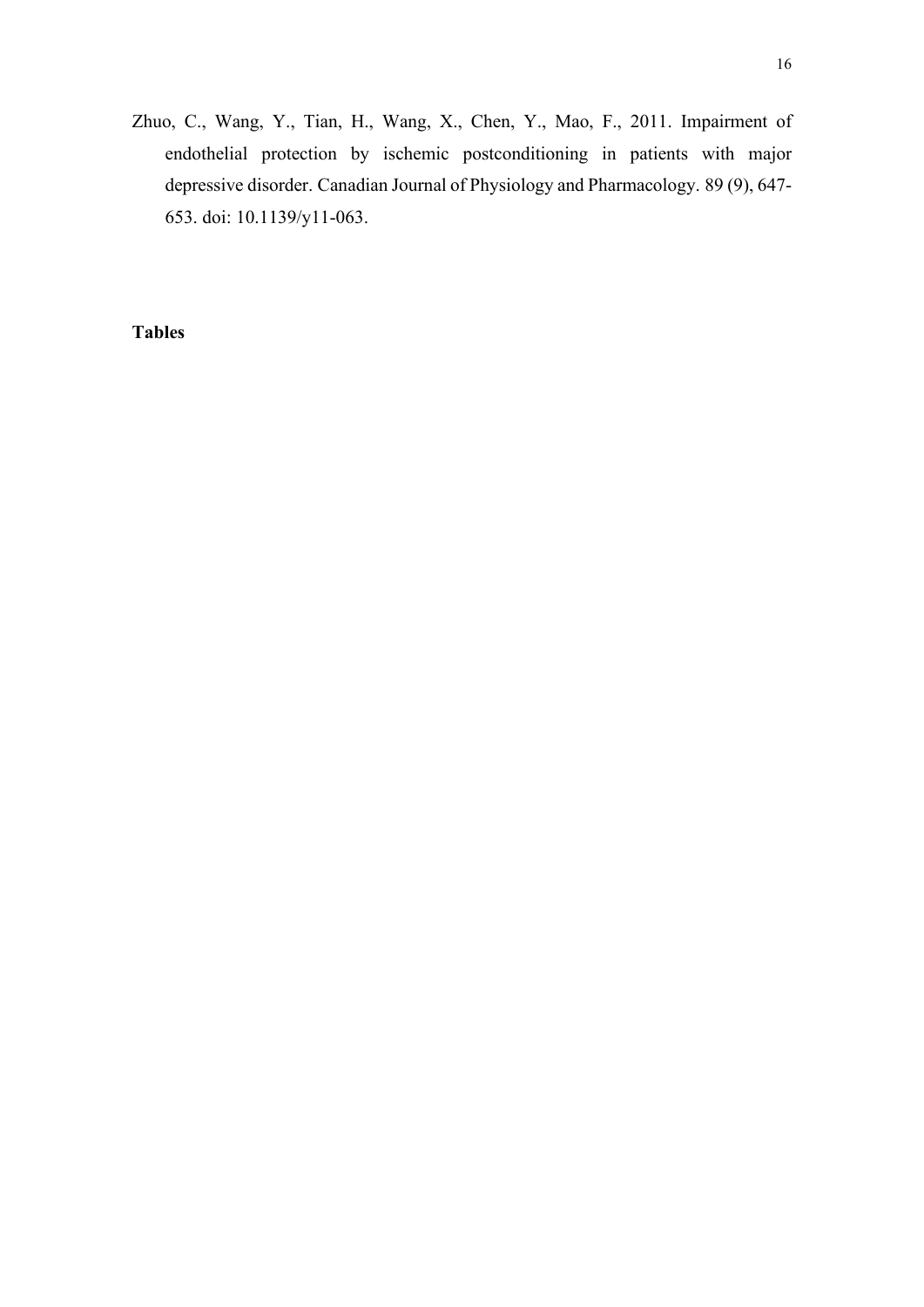Zhuo, C., Wang, Y., Tian, H., Wang, X., Chen, Y., Mao, F., 2011. Impairment of endothelial protection by ischemic postconditioning in patients with major depressive disorder. Canadian Journal of Physiology and Pharmacology. 89 (9), 647-653. doi: 10.1139/y11-063.

## Tables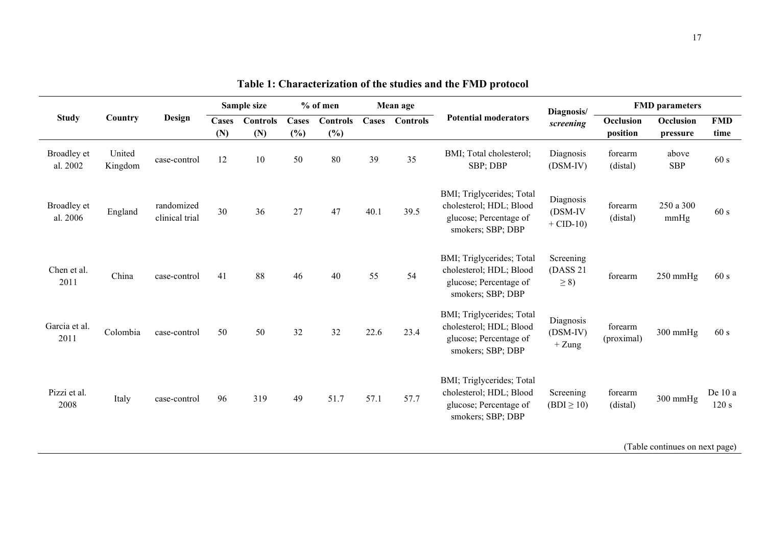**Table 1: Characterization of the studies and the FMD protocol**

| Study | Country | Design | Sample size | | % of men | | Mean age | | Potential moderators | Diagnosis/ *screening* | FMD parameters | | |
|---|---|---|---|---|---|---|---|---|---|---|---|---|---|
| | | | Cases (N) | Controls (N) | Cases (%) | Controls (%) | Cases | Controls | | | Occlusion position | Occlusion pressure | FMD time |
| Broadley et al. 2002 | United Kingdom | case-control | 12 | 10 | 50 | 80 | 39 | 35 | BMI; Total cholesterol; SBP; DBP | Diagnosis (DSM-IV) | forearm (distal) | above SBP | 60 s |
| Broadley et al. 2006 | England | randomized clinical trial | 30 | 36 | 27 | 47 | 40.1 | 39.5 | BMI; Triglycerides; Total cholesterol; HDL; Blood glucose; Percentage of smokers; SBP; DBP | Diagnosis (DSM-IV + CID-10) | forearm (distal) | 250 a 300 mmHg | 60 s |
| Chen et al. 2011 | China | case-control | 41 | 88 | 46 | 40 | 55 | 54 | BMI; Triglycerides; Total cholesterol; HDL; Blood glucose; Percentage of smokers; SBP; DBP | Screening (DASS 21 $\geq 8$) | forearm | 250 mmHg | 60 s |
| Garcia et al. 2011 | Colombia | case-control | 50 | 50 | 32 | 32 | 22.6 | 23.4 | BMI; Triglycerides; Total cholesterol; HDL; Blood glucose; Percentage of smokers; SBP; DBP | Diagnosis (DSM-IV) + Zung | forearm (proximal) | 300 mmHg | 60 s |
| Pizzi et al. 2008 | Italy | case-control | 96 | 319 | 49 | 51.7 | 57.1 | 57.7 | BMI; Triglycerides; Total cholesterol; HDL; Blood glucose; Percentage of smokers; SBP; DBP | Screening (BDI $\geq 10$) | forearm (distal) | 300 mmHg | De 10 a 120 s |

(Table continues on next page)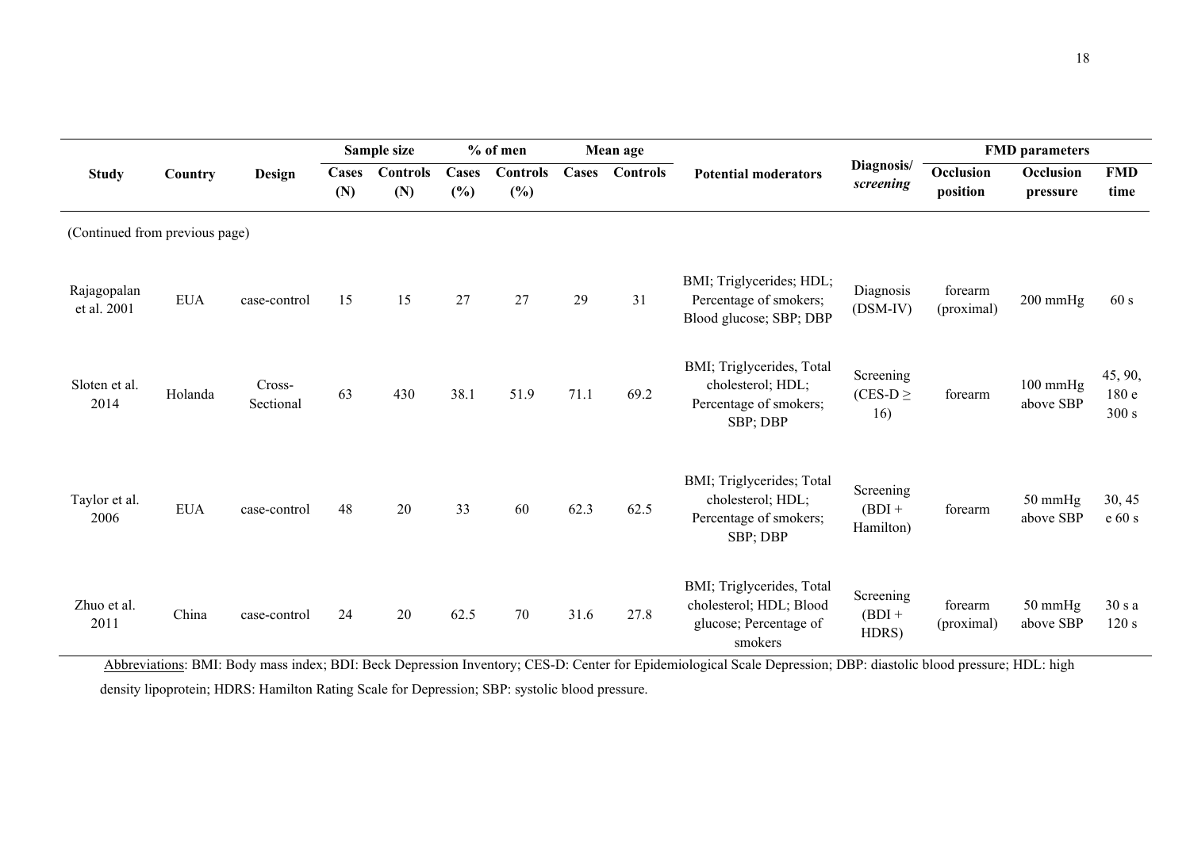| Study | Country | Design | Sample size | | % of men | | Mean age | | Potential moderators | Diagnosis/ *screening* | FMD parameters | | |
|---|---|---|---|---|---|---|---|---|---|---|---|---|---|
| | | | Cases (N) | Controls (N) | Cases (%) | Controls (%) | Cases | Controls | | | Occlusion position | Occlusion pressure | FMD time |
| (Continued from previous page) | | | | | | | | | | | | | |
| Rajagopalan et al. 2001 | EUA | case-control | 15 | 15 | 27 | 27 | 29 | 31 | BMI; Triglycerides; HDL; Percentage of smokers; Blood glucose; SBP; DBP | Diagnosis (DSM-IV) | forearm (proximal) | 200 mmHg | 60 s |
| Sloten et al. 2014 | Holanda | Cross-Sectional | 63 | 430 | 38.1 | 51.9 | 71.1 | 69.2 | BMI; Triglycerides, Total cholesterol; HDL; Percentage of smokers; SBP; DBP | Screening (CES-D ≥ 16) | forearm | 100 mmHg above SBP | 45, 90, 180 e 300 s |
| Taylor et al. 2006 | EUA | case-control | 48 | 20 | 33 | 60 | 62.3 | 62.5 | BMI; Triglycerides; Total cholesterol; HDL; Percentage of smokers; SBP; DBP | Screening (BDI + Hamilton) | forearm | 50 mmHg above SBP | 30, 45 e 60 s |
| Zhuo et al. 2011 | China | case-control | 24 | 20 | 62.5 | 70 | 31.6 | 27.8 | BMI; Triglycerides, Total cholesterol; HDL; Blood glucose; Percentage of smokers | Screening (BDI + HDRS) | forearm (proximal) | 50 mmHg above SBP | 30 s a 120 s |

Abbreviations: BMI: Body mass index; BDI: Beck Depression Inventory; CES-D: Center for Epidemiological Scale Depression; DBP: diastolic blood pressure; HDL: high density lipoprotein; HDRS: Hamilton Rating Scale for Depression; SBP: systolic blood pressure.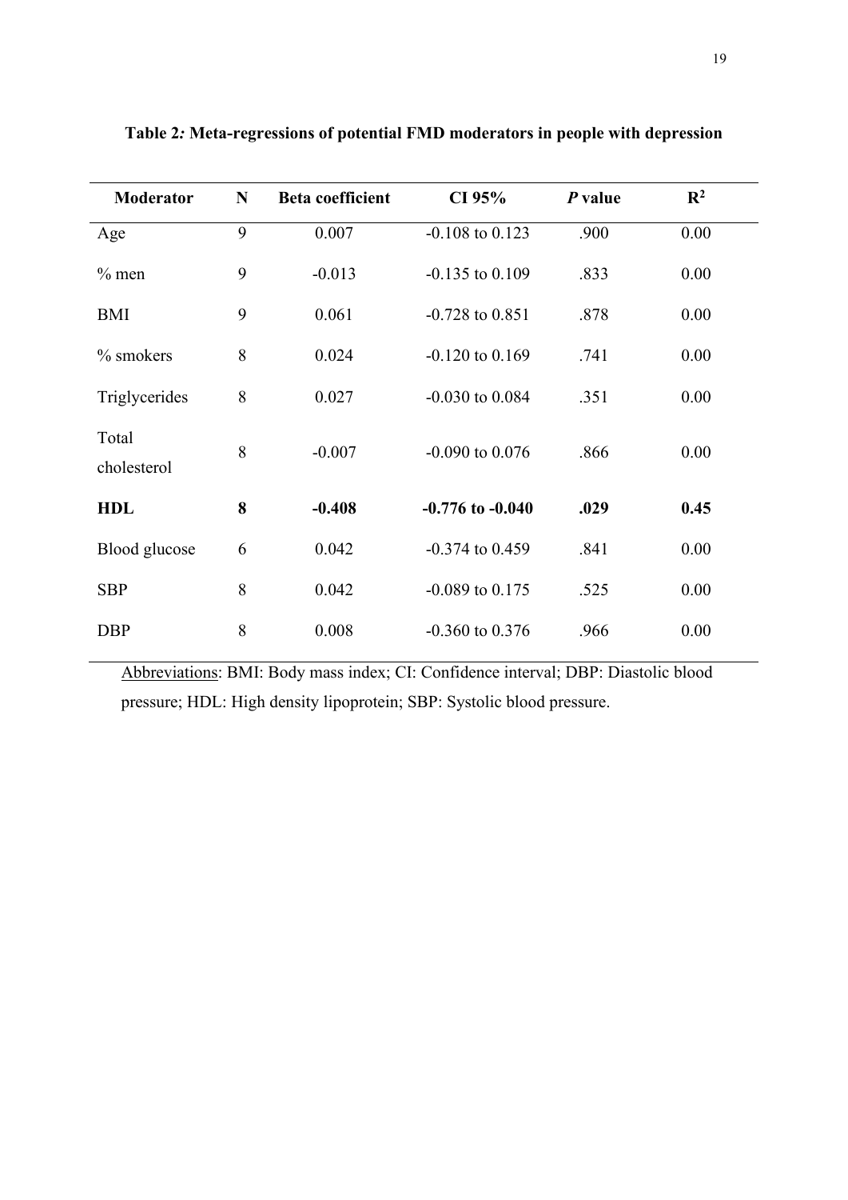**Table 2*:* Meta-regressions of potential FMD moderators in people with depression**

| Moderator | N | Beta coefficient | CI 95% | *P* value | $R^2$ |
|---|---|---|---|---|---|
| Age | 9 | 0.007 | -0.108 to 0.123 | .900 | 0.00 |
| % men | 9 | -0.013 | -0.135 to 0.109 | .833 | 0.00 |
| BMI | 9 | 0.061 | -0.728 to 0.851 | .878 | 0.00 |
| % smokers | 8 | 0.024 | -0.120 to 0.169 | .741 | 0.00 |
| Triglycerides | 8 | 0.027 | -0.030 to 0.084 | .351 | 0.00 |
| Total cholesterol | 8 | -0.007 | -0.090 to 0.076 | .866 | 0.00 |
| **HDL** | **8** | **-0.408** | **-0.776 to -0.040** | **.029** | **0.45** |
| Blood glucose | 6 | 0.042 | -0.374 to 0.459 | .841 | 0.00 |
| SBP | 8 | 0.042 | -0.089 to 0.175 | .525 | 0.00 |
| DBP | 8 | 0.008 | -0.360 to 0.376 | .966 | 0.00 |

Abbreviations: BMI: Body mass index; CI: Confidence interval; DBP: Diastolic blood pressure; HDL: High density lipoprotein; SBP: Systolic blood pressure.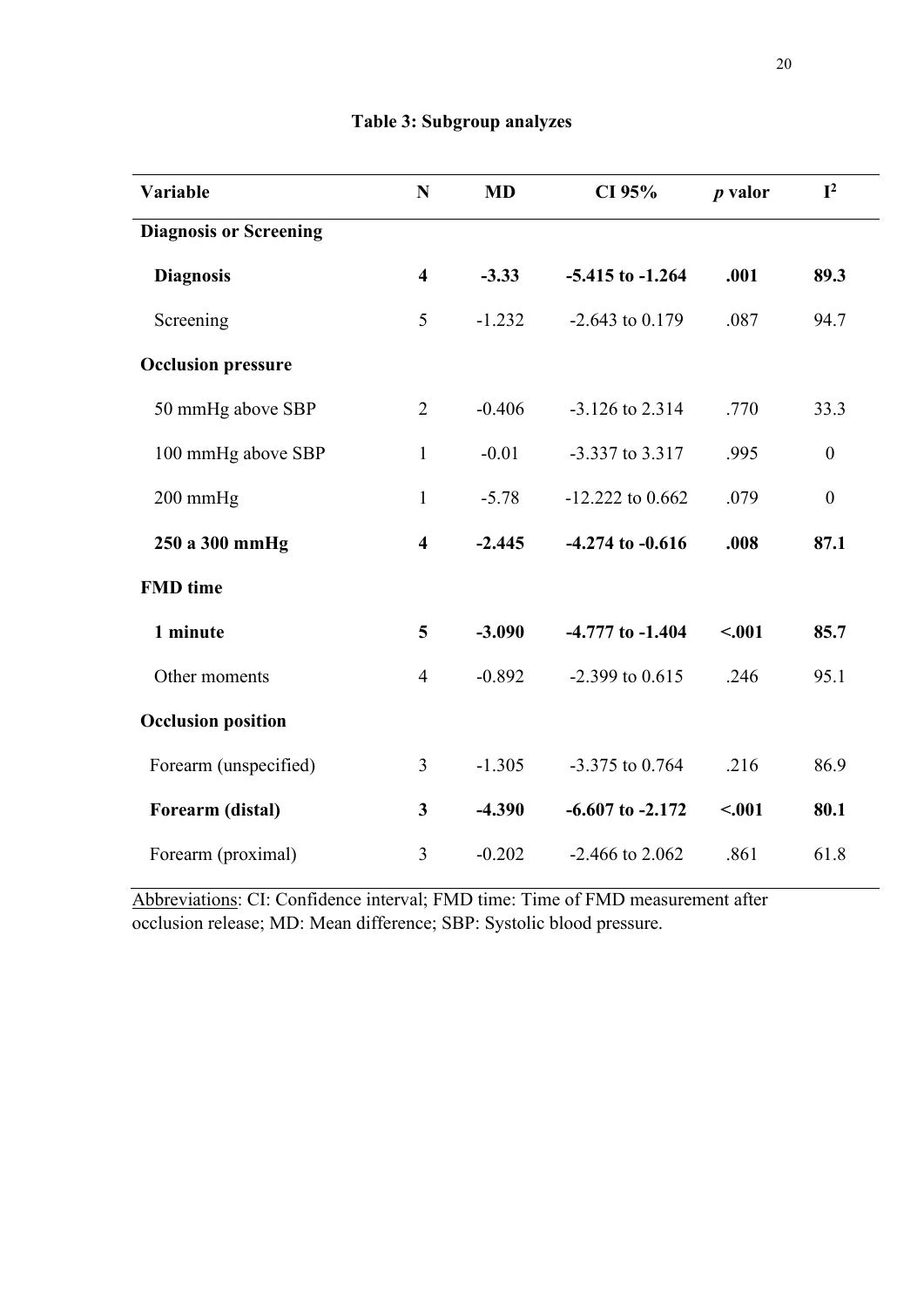**Table 3: Subgroup analyzes**

| Variable | N | MD | CI 95% | *p* valor | $I^2$ |
|---|---|---|---|---|---|
| **Diagnosis or Screening** | | | | | |
| **Diagnosis** | **4** | **-3.33** | **-5.415 to -1.264** | **.001** | **89.3** |
| Screening | 5 | -1.232 | -2.643 to 0.179 | .087 | 94.7 |
| **Occlusion pressure** | | | | | |
| 50 mmHg above SBP | 2 | -0.406 | -3.126 to 2.314 | .770 | 33.3 |
| 100 mmHg above SBP | 1 | -0.01 | -3.337 to 3.317 | .995 | 0 |
| 200 mmHg | 1 | -5.78 | -12.222 to 0.662 | .079 | 0 |
| **250 a 300 mmHg** | **4** | **-2.445** | **-4.274 to -0.616** | **.008** | **87.1** |
| **FMD time** | | | | | |
| **1 minute** | **5** | **-3.090** | **-4.777 to -1.404** | **<.001** | **85.7** |
| Other moments | 4 | -0.892 | -2.399 to 0.615 | .246 | 95.1 |
| **Occlusion position** | | | | | |
| Forearm (unspecified) | 3 | -1.305 | -3.375 to 0.764 | .216 | 86.9 |
| **Forearm (distal)** | **3** | **-4.390** | **-6.607 to -2.172** | **<.001** | **80.1** |
| Forearm (proximal) | 3 | -0.202 | -2.466 to 2.062 | .861 | 61.8 |

Abbreviations: CI: Confidence interval; FMD time: Time of FMD measurement after occlusion release; MD: Mean difference; SBP: Systolic blood pressure.